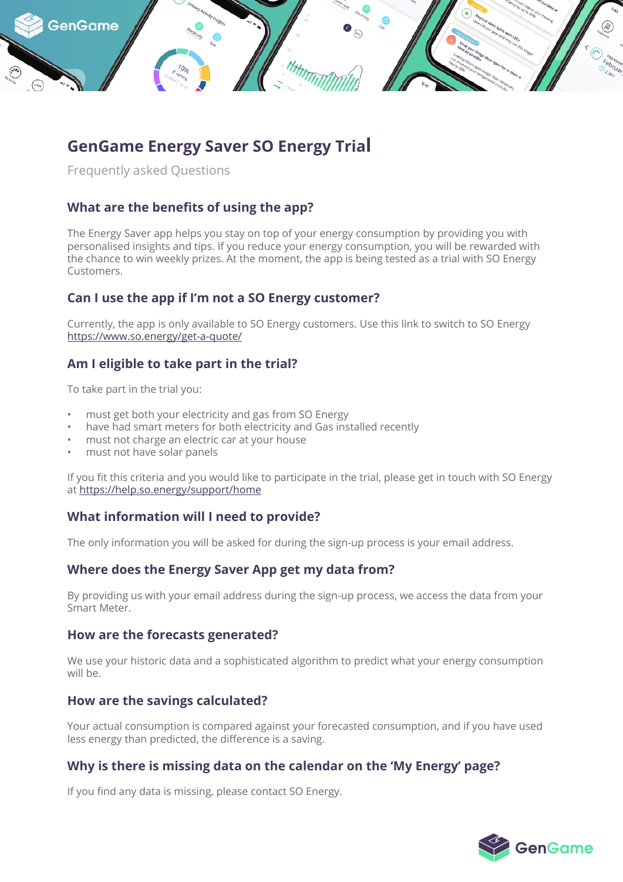# GenGame Energy Saver SO Energy Trial

Frequently asked Questions

### What are the benefits of using the app?

The Energy Saver app helps you stay on top of your energy consumption by providing you with personalised insights and tips. If you reduce your energy consumption, you will be rewarded with the chance to win weekly prizes. At the moment, the app is being tested as a trial with SO Energy Customers.

### Can I use the app if I'm not a SO Energy customer?

Currently, the app is only available to SO Energy customers. Use this link to switch to SO Energy https://www.so.energy/get-a-quote/

### Am I eligible to take part in the trial?

To take part in the trial you:

- must get both your electricity and gas from SO Energy
- have had smart meters for both electricity and Gas installed recently
- must not charge an electric car at your house
- must not have solar panels

If you fit this criteria and you would like to participate in the trial, please get in touch with SO Energy at https://help.so.energy/support/home

### What information will I need to provide?

The only information you will be asked for during the sign-up process is your email address.

### Where does the Energy Saver App get my data from?

By providing us with your email address during the sign-up process, we access the data from your Smart Meter.

### How are the forecasts generated?

We use your historic data and a sophisticated algorithm to predict what your energy consumption will be.

### How are the savings calculated?

Your actual consumption is compared against your forecasted consumption, and if you have used less energy than predicted, the difference is a saving.

### Why is there is missing data on the calendar on the 'My Energy' page?

If you find any data is missing, please contact SO Energy.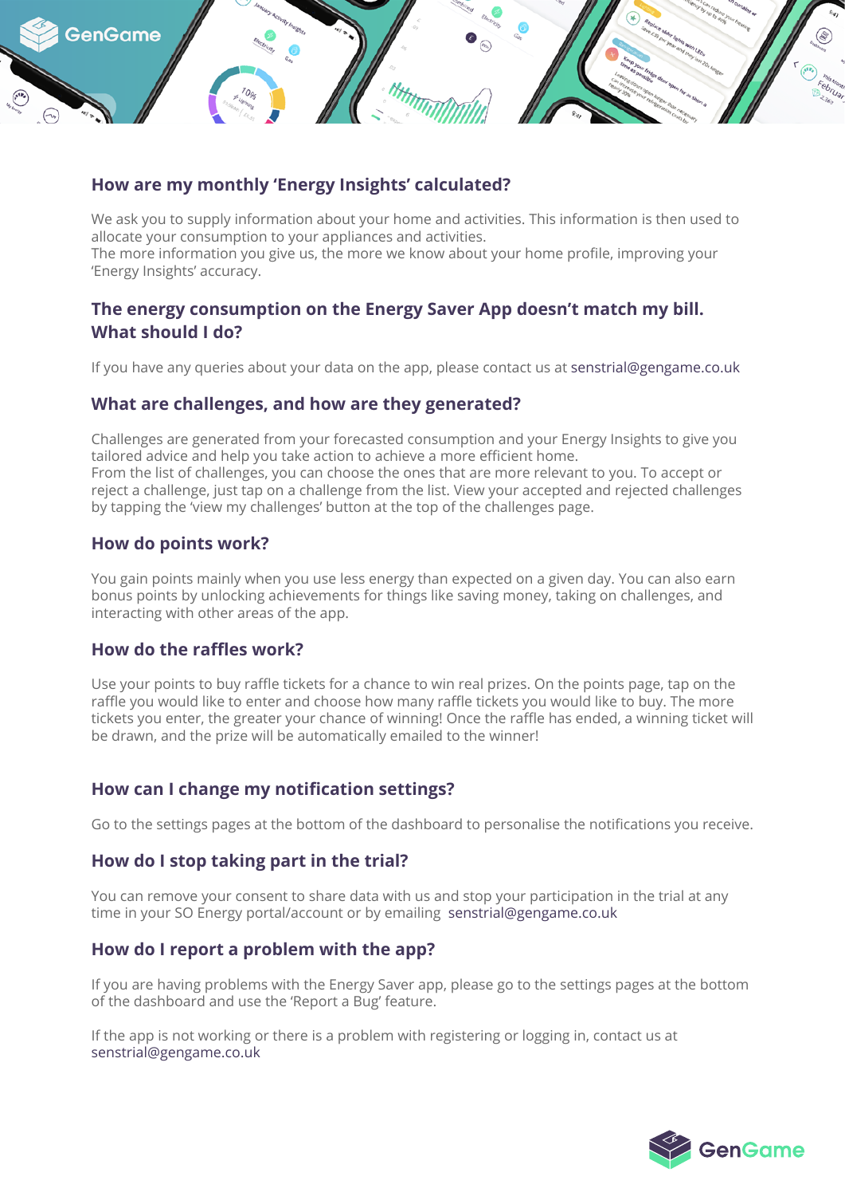### How are my monthly 'Energy Insights' calculated?

We ask you to supply information about your home and activities. This information is then used to allocate your consumption to your appliances and activities.
The more information you give us, the more we know about your home profile, improving your 'Energy Insights' accuracy.

### The energy consumption on the Energy Saver App doesn't match my bill. What should I do?

If you have any queries about your data on the app, please contact us at senstrial@gengame.co.uk

### What are challenges, and how are they generated?

Challenges are generated from your forecasted consumption and your Energy Insights to give you tailored advice and help you take action to achieve a more efficient home.
From the list of challenges, you can choose the ones that are more relevant to you. To accept or reject a challenge, just tap on a challenge from the list. View your accepted and rejected challenges by tapping the 'view my challenges' button at the top of the challenges page.

### How do points work?

You gain points mainly when you use less energy than expected on a given day. You can also earn bonus points by unlocking achievements for things like saving money, taking on challenges, and interacting with other areas of the app.

### How do the raffles work?

Use your points to buy raffle tickets for a chance to win real prizes. On the points page, tap on the raffle you would like to enter and choose how many raffle tickets you would like to buy. The more tickets you enter, the greater your chance of winning! Once the raffle has ended, a winning ticket will be drawn, and the prize will be automatically emailed to the winner!

### How can I change my notification settings?

Go to the settings pages at the bottom of the dashboard to personalise the notifications you receive.

### How do I stop taking part in the trial?

You can remove your consent to share data with us and stop your participation in the trial at any time in your SO Energy portal/account or by emailing senstrial@gengame.co.uk

### How do I report a problem with the app?

If you are having problems with the Energy Saver app, please go to the settings pages at the bottom of the dashboard and use the 'Report a Bug' feature.

If the app is not working or there is a problem with registering or logging in, contact us at senstrial@gengame.co.uk